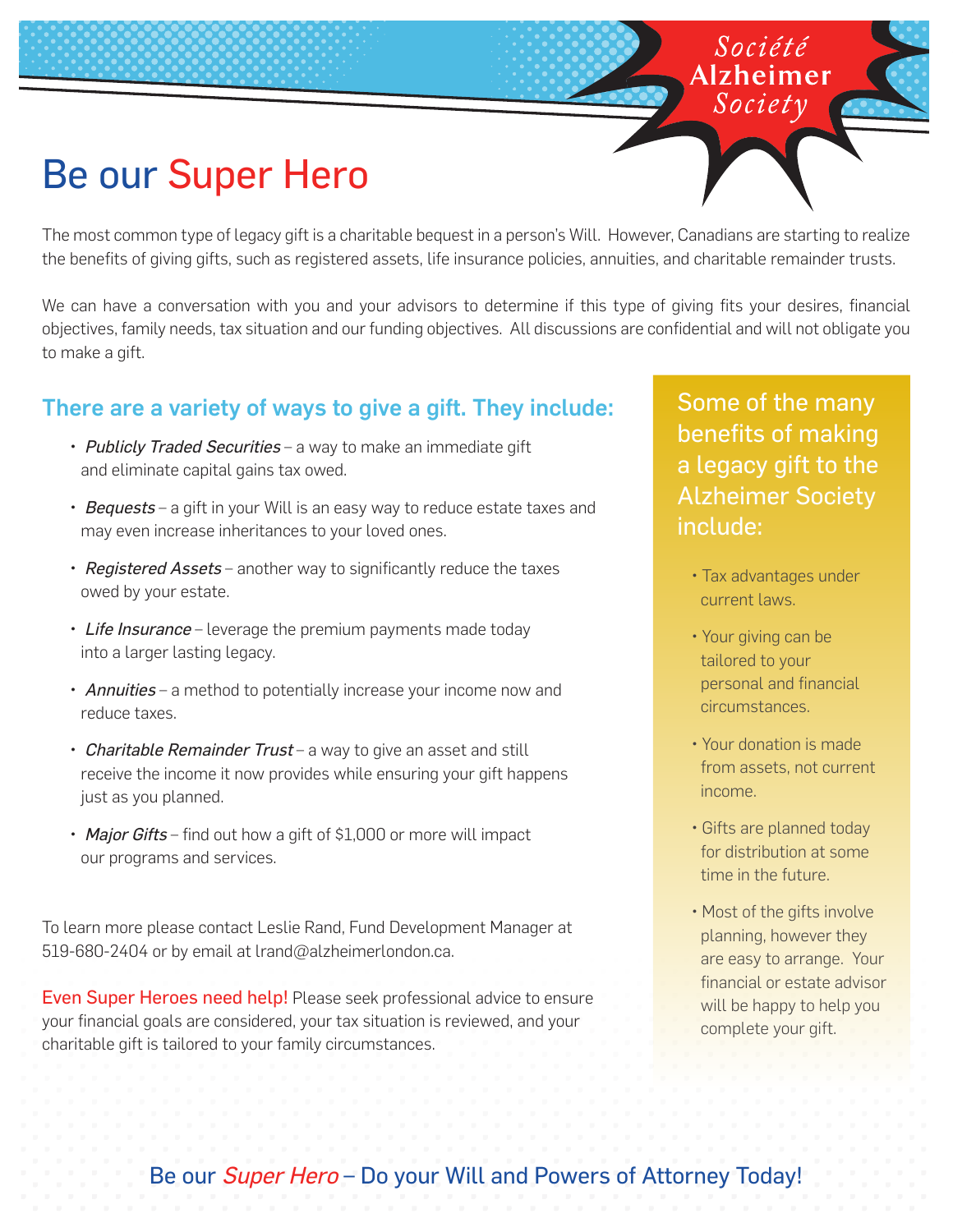Société
Alzheimer
Society

# Be our Super Hero

The most common type of legacy gift is a charitable bequest in a person's Will. However, Canadians are starting to realize the benefits of giving gifts, such as registered assets, life insurance policies, annuities, and charitable remainder trusts.

We can have a conversation with you and your advisors to determine if this type of giving fits your desires, financial objectives, family needs, tax situation and our funding objectives. All discussions are confidential and will not obligate you to make a gift.

## There are a variety of ways to give a gift. They include:

- *Publicly Traded Securities* – a way to make an immediate gift and eliminate capital gains tax owed.
- *Bequests* – a gift in your Will is an easy way to reduce estate taxes and may even increase inheritances to your loved ones.
- *Registered Assets* – another way to significantly reduce the taxes owed by your estate.
- *Life Insurance* – leverage the premium payments made today into a larger lasting legacy.
- *Annuities* – a method to potentially increase your income now and reduce taxes.
- *Charitable Remainder Trust* – a way to give an asset and still receive the income it now provides while ensuring your gift happens just as you planned.
- *Major Gifts* – find out how a gift of $1,000 or more will impact our programs and services.

To learn more please contact Leslie Rand, Fund Development Manager at 519-680-2404 or by email at lrand@alzheimerlondon.ca.

Even Super Heroes need help! Please seek professional advice to ensure your financial goals are considered, your tax situation is reviewed, and your charitable gift is tailored to your family circumstances.

## Some of the many benefits of making a legacy gift to the Alzheimer Society include:

- Tax advantages under current laws.
- Your giving can be tailored to your personal and financial circumstances.
- Your donation is made from assets, not current income.
- Gifts are planned today for distribution at some time in the future.
- Most of the gifts involve planning, however they are easy to arrange. Your financial or estate advisor will be happy to help you complete your gift.

Be our *Super Hero* – Do your Will and Powers of Attorney Today!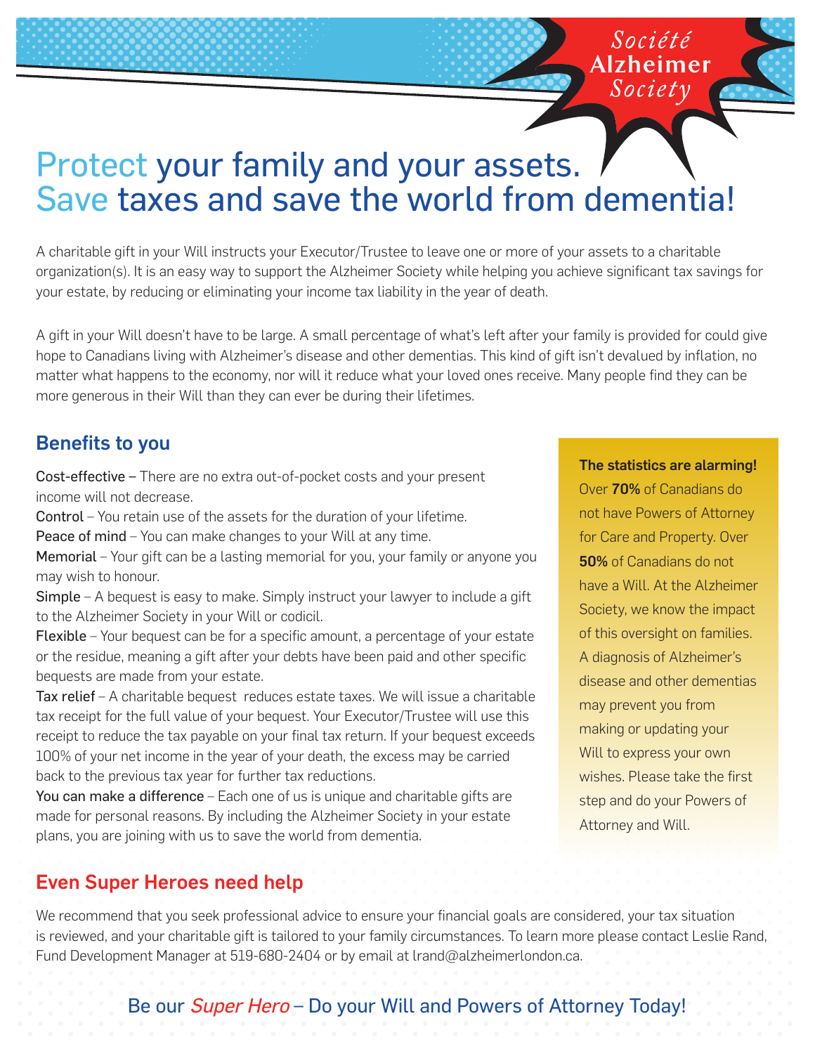Société Alzheimer Society

# Protect your family and your assets. Save taxes and save the world from dementia!

A charitable gift in your Will instructs your Executor/Trustee to leave one or more of your assets to a charitable organization(s). It is an easy way to support the Alzheimer Society while helping you achieve significant tax savings for your estate, by reducing or eliminating your income tax liability in the year of death.

A gift in your Will doesn't have to be large. A small percentage of what's left after your family is provided for could give hope to Canadians living with Alzheimer's disease and other dementias. This kind of gift isn't devalued by inflation, no matter what happens to the economy, nor will it reduce what your loved ones receive. Many people find they can be more generous in their Will than they can ever be during their lifetimes.

## Benefits to you

Cost-effective – There are no extra out-of-pocket costs and your present income will not decrease.

Control – You retain use of the assets for the duration of your lifetime.

Peace of mind – You can make changes to your Will at any time.

Memorial – Your gift can be a lasting memorial for you, your family or anyone you may wish to honour.

Simple – A bequest is easy to make. Simply instruct your lawyer to include a gift to the Alzheimer Society in your Will or codicil.

Flexible – Your bequest can be for a specific amount, a percentage of your estate or the residue, meaning a gift after your debts have been paid and other specific bequests are made from your estate.

Tax relief – A charitable bequest reduces estate taxes. We will issue a charitable tax receipt for the full value of your bequest. Your Executor/Trustee will use this receipt to reduce the tax payable on your final tax return. If your bequest exceeds 100% of your net income in the year of your death, the excess may be carried back to the previous tax year for further tax reductions.

You can make a difference – Each one of us is unique and charitable gifts are made for personal reasons. By including the Alzheimer Society in your estate plans, you are joining with us to save the world from dementia.

**The statistics are alarming!** Over **70%** of Canadians do not have Powers of Attorney for Care and Property. Over **50%** of Canadians do not have a Will. At the Alzheimer Society, we know the impact of this oversight on families. A diagnosis of Alzheimer's disease and other dementias may prevent you from making or updating your Will to express your own wishes. Please take the first step and do your Powers of Attorney and Will.

## Even Super Heroes need help

We recommend that you seek professional advice to ensure your financial goals are considered, your tax situation is reviewed, and your charitable gift is tailored to your family circumstances. To learn more please contact Leslie Rand, Fund Development Manager at 519-680-2404 or by email at lrand@alzheimerlondon.ca.

Be our *Super Hero* – Do your Will and Powers of Attorney Today!